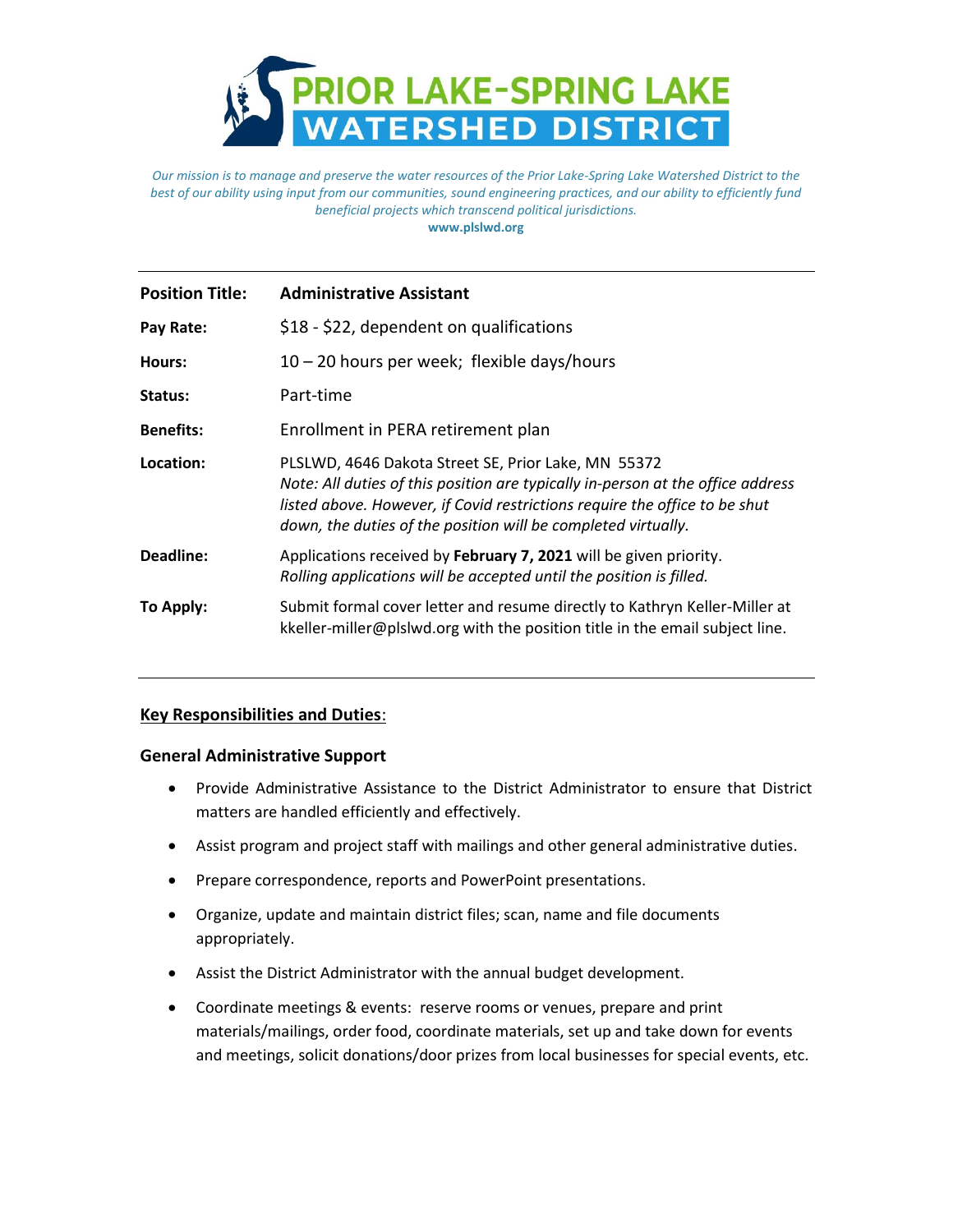# PRIOR LAKE-SPRING LAKE WATERSHED DISTRICT

*Our mission is to manage and preserve the water resources of the Prior Lake-Spring Lake Watershed District to the best of our ability using input from our communities, sound engineering practices, and our ability to efficiently fund beneficial projects which transcend political jurisdictions.*

**www.plslwd.org**

---

| | |
|---|---|
| **Position Title:** | **Administrative Assistant** |
| **Pay Rate:** | $18 - $22, dependent on qualifications |
| **Hours:** | 10 – 20 hours per week; flexible days/hours |
| **Status:** | Part-time |
| **Benefits:** | Enrollment in PERA retirement plan |
| **Location:** | PLSLWD, 4646 Dakota Street SE, Prior Lake, MN 55372 *Note: All duties of this position are typically in-person at the office address listed above. However, if Covid restrictions require the office to be shut down, the duties of the position will be completed virtually.* |
| **Deadline:** | Applications received by **February 7, 2021** will be given priority. *Rolling applications will be accepted until the position is filled.* |
| **To Apply:** | Submit formal cover letter and resume directly to Kathryn Keller-Miller at kkeller-miller@plslwd.org with the position title in the email subject line. |

---

**Key Responsibilities and Duties**:

### General Administrative Support

- Provide Administrative Assistance to the District Administrator to ensure that District matters are handled efficiently and effectively.
- Assist program and project staff with mailings and other general administrative duties.
- Prepare correspondence, reports and PowerPoint presentations.
- Organize, update and maintain district files; scan, name and file documents appropriately.
- Assist the District Administrator with the annual budget development.
- Coordinate meetings & events: reserve rooms or venues, prepare and print materials/mailings, order food, coordinate materials, set up and take down for events and meetings, solicit donations/door prizes from local businesses for special events, etc.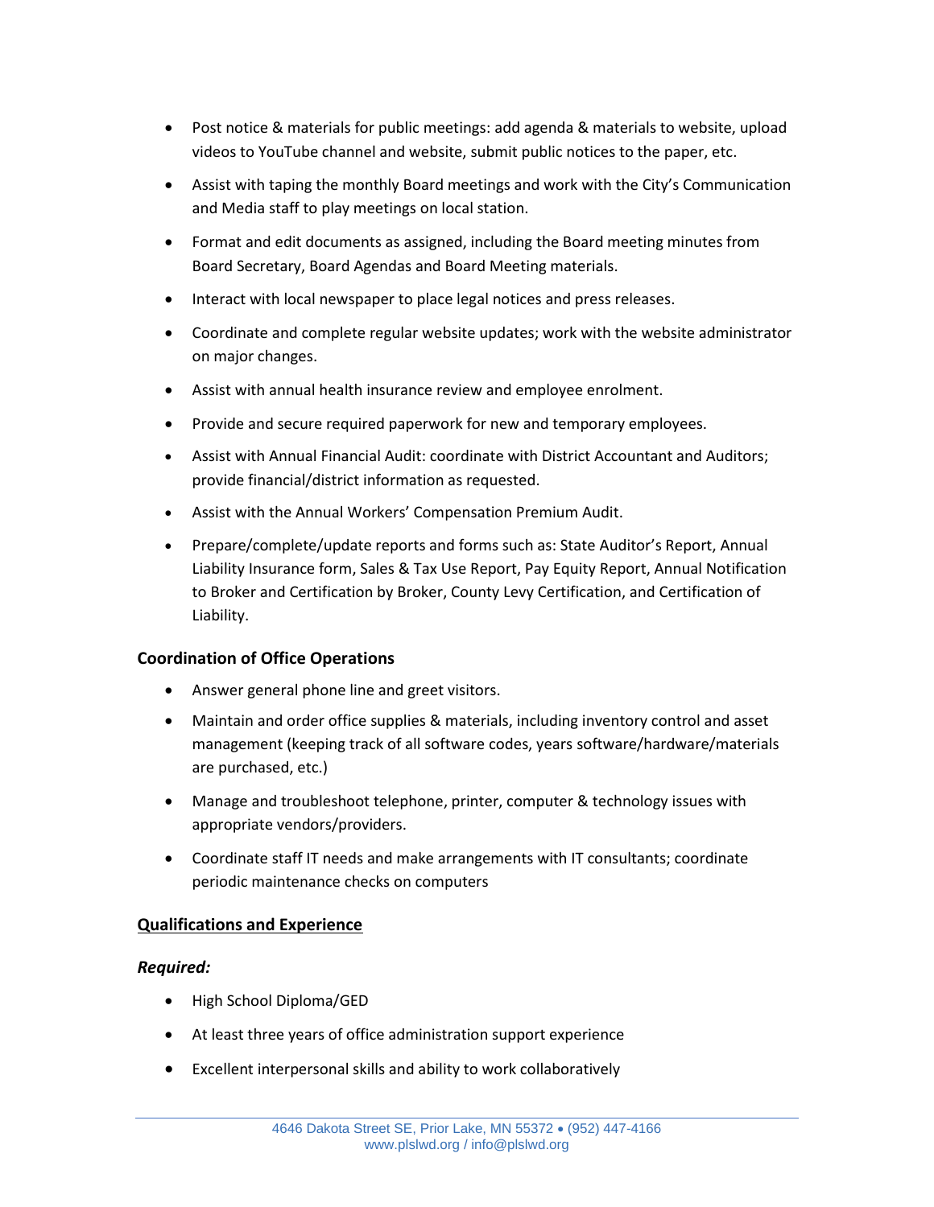- Post notice & materials for public meetings: add agenda & materials to website, upload videos to YouTube channel and website, submit public notices to the paper, etc.
- Assist with taping the monthly Board meetings and work with the City's Communication and Media staff to play meetings on local station.
- Format and edit documents as assigned, including the Board meeting minutes from Board Secretary, Board Agendas and Board Meeting materials.
- Interact with local newspaper to place legal notices and press releases.
- Coordinate and complete regular website updates; work with the website administrator on major changes.
- Assist with annual health insurance review and employee enrolment.
- Provide and secure required paperwork for new and temporary employees.
- Assist with Annual Financial Audit: coordinate with District Accountant and Auditors; provide financial/district information as requested.
- Assist with the Annual Workers' Compensation Premium Audit.
- Prepare/complete/update reports and forms such as: State Auditor's Report, Annual Liability Insurance form, Sales & Tax Use Report, Pay Equity Report, Annual Notification to Broker and Certification by Broker, County Levy Certification, and Certification of Liability.

### Coordination of Office Operations

- Answer general phone line and greet visitors.
- Maintain and order office supplies & materials, including inventory control and asset management (keeping track of all software codes, years software/hardware/materials are purchased, etc.)
- Manage and troubleshoot telephone, printer, computer & technology issues with appropriate vendors/providers.
- Coordinate staff IT needs and make arrangements with IT consultants; coordinate periodic maintenance checks on computers

## Qualifications and Experience

***Required:***

- High School Diploma/GED
- At least three years of office administration support experience
- Excellent interpersonal skills and ability to work collaboratively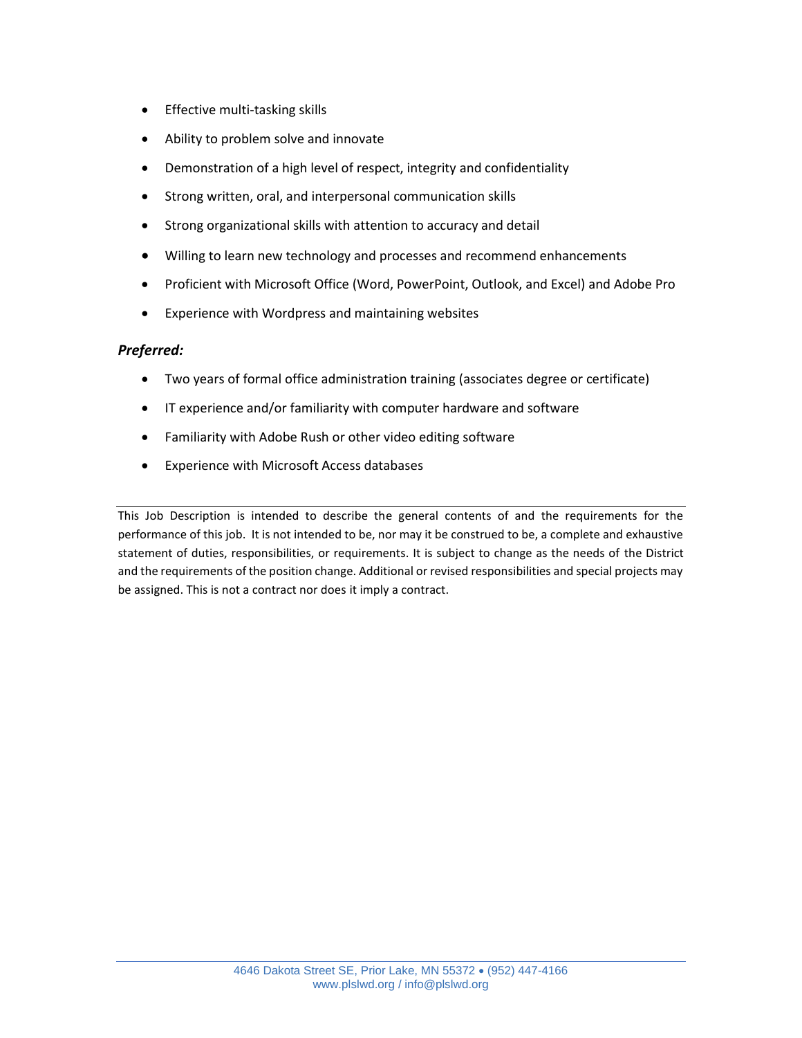- Effective multi-tasking skills
- Ability to problem solve and innovate
- Demonstration of a high level of respect, integrity and confidentiality
- Strong written, oral, and interpersonal communication skills
- Strong organizational skills with attention to accuracy and detail
- Willing to learn new technology and processes and recommend enhancements
- Proficient with Microsoft Office (Word, PowerPoint, Outlook, and Excel) and Adobe Pro
- Experience with Wordpress and maintaining websites

### *Preferred:*

- Two years of formal office administration training (associates degree or certificate)
- IT experience and/or familiarity with computer hardware and software
- Familiarity with Adobe Rush or other video editing software
- Experience with Microsoft Access databases

---

This Job Description is intended to describe the general contents of and the requirements for the performance of this job. It is not intended to be, nor may it be construed to be, a complete and exhaustive statement of duties, responsibilities, or requirements. It is subject to change as the needs of the District and the requirements of the position change. Additional or revised responsibilities and special projects may be assigned. This is not a contract nor does it imply a contract.